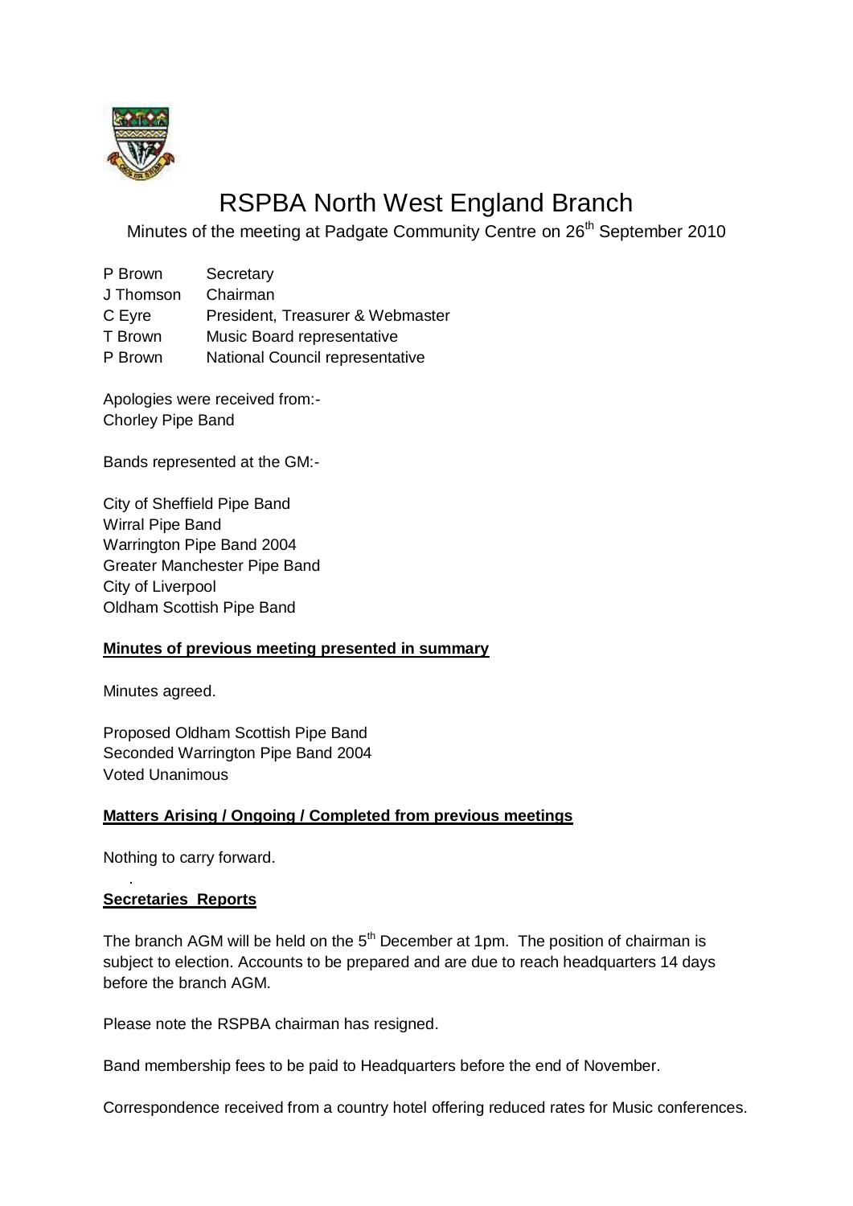# RSPBA North West England Branch

Minutes of the meeting at Padgate Community Centre on 26th September 2010

| | |
|---|---|
| P Brown | Secretary |
| J Thomson | Chairman |
| C Eyre | President, Treasurer & Webmaster |
| T Brown | Music Board representative |
| P Brown | National Council representative |

Apologies were received from:-
Chorley Pipe Band

Bands represented at the GM:-

City of Sheffield Pipe Band
Wirral Pipe Band
Warrington Pipe Band 2004
Greater Manchester Pipe Band
City of Liverpool
Oldham Scottish Pipe Band

**Minutes of previous meeting presented in summary**

Minutes agreed.

Proposed Oldham Scottish Pipe Band
Seconded Warrington Pipe Band 2004
Voted Unanimous

**Matters Arising / Ongoing / Completed from previous meetings**

Nothing to carry forward.

**Secretaries Reports**

The branch AGM will be held on the 5th December at 1pm. The position of chairman is subject to election. Accounts to be prepared and are due to reach headquarters 14 days before the branch AGM.

Please note the RSPBA chairman has resigned.

Band membership fees to be paid to Headquarters before the end of November.

Correspondence received from a country hotel offering reduced rates for Music conferences.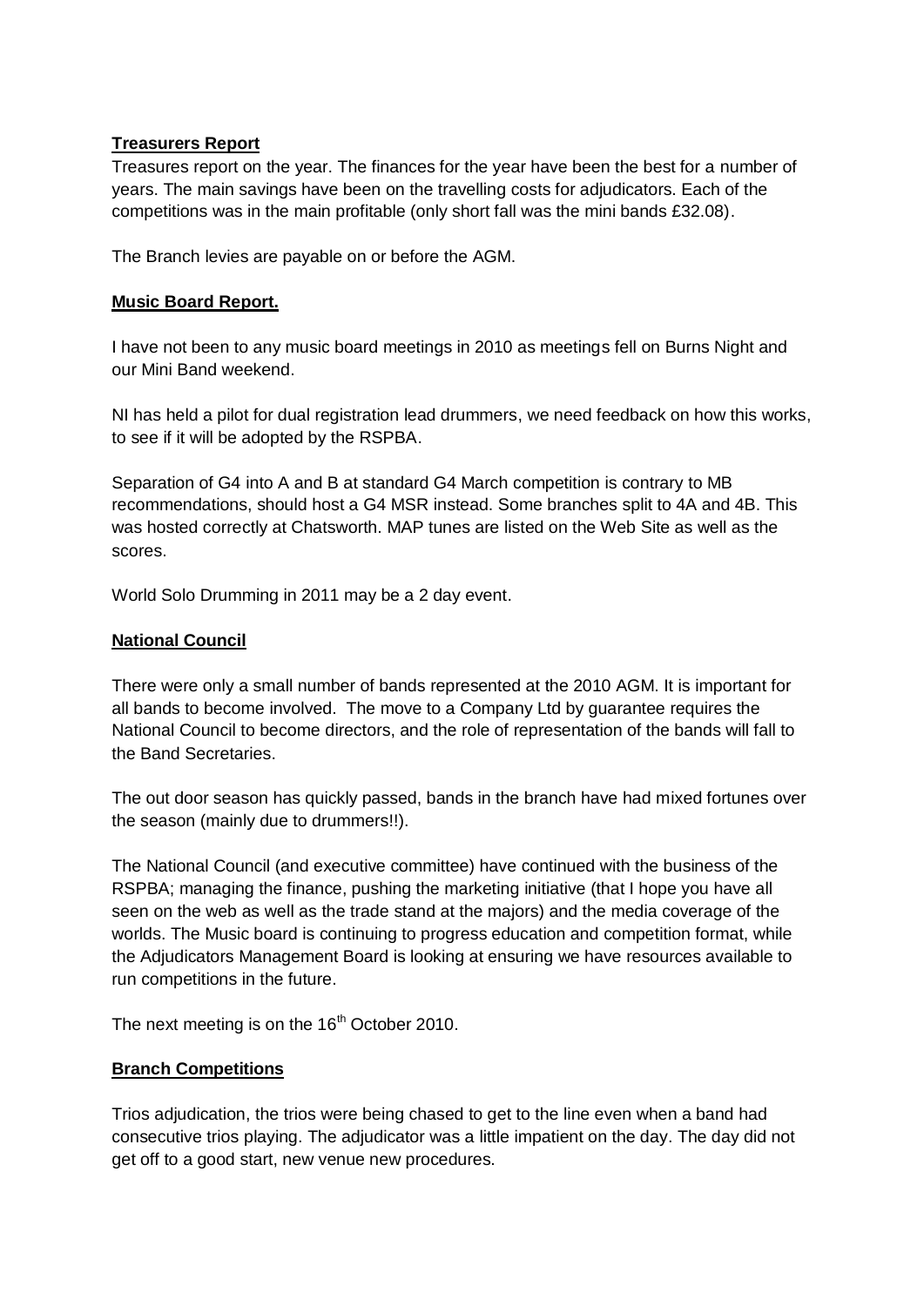**Treasurers Report**

Treasures report on the year. The finances for the year have been the best for a number of years. The main savings have been on the travelling costs for adjudicators. Each of the competitions was in the main profitable (only short fall was the mini bands £32.08).

The Branch levies are payable on or before the AGM.

**Music Board Report.**

I have not been to any music board meetings in 2010 as meetings fell on Burns Night and our Mini Band weekend.

NI has held a pilot for dual registration lead drummers, we need feedback on how this works, to see if it will be adopted by the RSPBA.

Separation of G4 into A and B at standard G4 March competition is contrary to MB recommendations, should host a G4 MSR instead. Some branches split to 4A and 4B. This was hosted correctly at Chatsworth. MAP tunes are listed on the Web Site as well as the scores.

World Solo Drumming in 2011 may be a 2 day event.

**National Council**

There were only a small number of bands represented at the 2010 AGM. It is important for all bands to become involved. The move to a Company Ltd by guarantee requires the National Council to become directors, and the role of representation of the bands will fall to the Band Secretaries.

The out door season has quickly passed, bands in the branch have had mixed fortunes over the season (mainly due to drummers!!).

The National Council (and executive committee) have continued with the business of the RSPBA; managing the finance, pushing the marketing initiative (that I hope you have all seen on the web as well as the trade stand at the majors) and the media coverage of the worlds. The Music board is continuing to progress education and competition format, while the Adjudicators Management Board is looking at ensuring we have resources available to run competitions in the future.

The next meeting is on the 16th October 2010.

**Branch Competitions**

Trios adjudication, the trios were being chased to get to the line even when a band had consecutive trios playing. The adjudicator was a little impatient on the day. The day did not get off to a good start, new venue new procedures.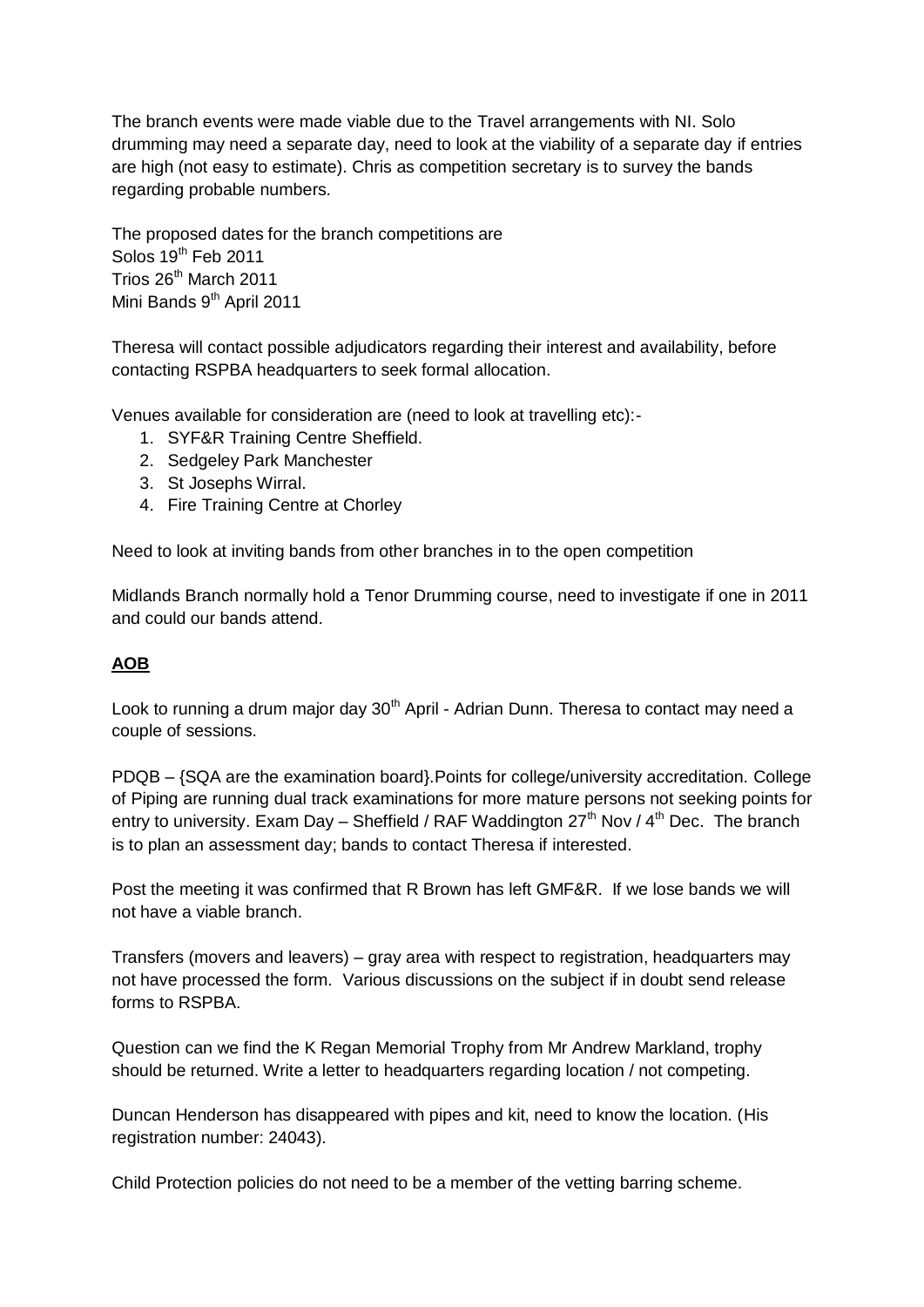The branch events were made viable due to the Travel arrangements with NI. Solo drumming may need a separate day, need to look at the viability of a separate day if entries are high (not easy to estimate). Chris as competition secretary is to survey the bands regarding probable numbers.

The proposed dates for the branch competitions are
Solos 19th Feb 2011
Trios 26th March 2011
Mini Bands 9th April 2011

Theresa will contact possible adjudicators regarding their interest and availability, before contacting RSPBA headquarters to seek formal allocation.

Venues available for consideration are (need to look at travelling etc):-

1. SYF&R Training Centre Sheffield.
2. Sedgeley Park Manchester
3. St Josephs Wirral.
4. Fire Training Centre at Chorley

Need to look at inviting bands from other branches in to the open competition

Midlands Branch normally hold a Tenor Drumming course, need to investigate if one in 2011 and could our bands attend.

## AOB

Look to running a drum major day 30th April - Adrian Dunn. Theresa to contact may need a couple of sessions.

PDQB – {SQA are the examination board}.Points for college/university accreditation. College of Piping are running dual track examinations for more mature persons not seeking points for entry to university. Exam Day – Sheffield / RAF Waddington 27th Nov / 4th Dec. The branch is to plan an assessment day; bands to contact Theresa if interested.

Post the meeting it was confirmed that R Brown has left GMF&R. If we lose bands we will not have a viable branch.

Transfers (movers and leavers) – gray area with respect to registration, headquarters may not have processed the form. Various discussions on the subject if in doubt send release forms to RSPBA.

Question can we find the K Regan Memorial Trophy from Mr Andrew Markland, trophy should be returned. Write a letter to headquarters regarding location / not competing.

Duncan Henderson has disappeared with pipes and kit, need to know the location. (His registration number: 24043).

Child Protection policies do not need to be a member of the vetting barring scheme.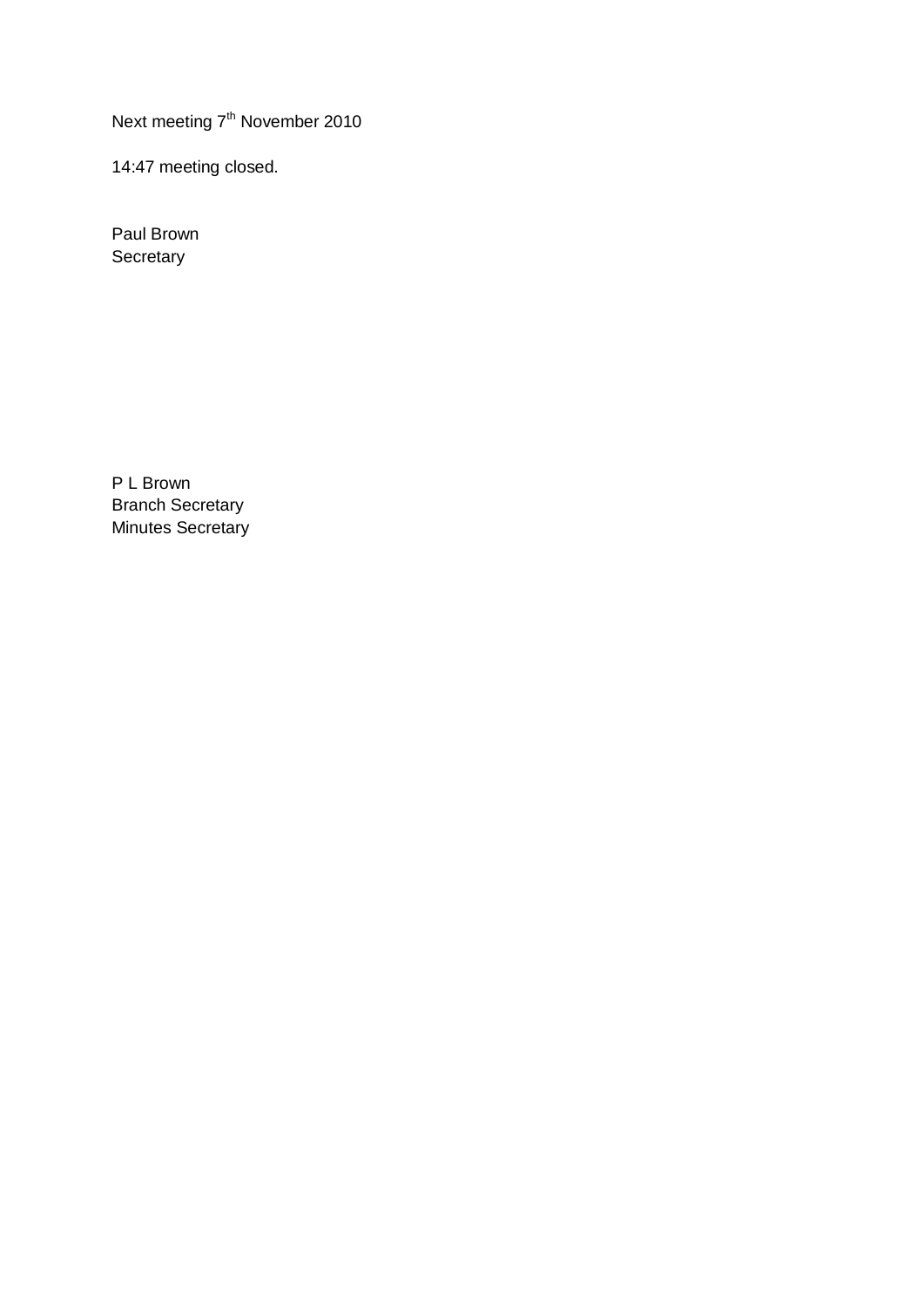Next meeting 7th November 2010

14:47 meeting closed.

Paul Brown
Secretary

P L Brown
Branch Secretary
Minutes Secretary